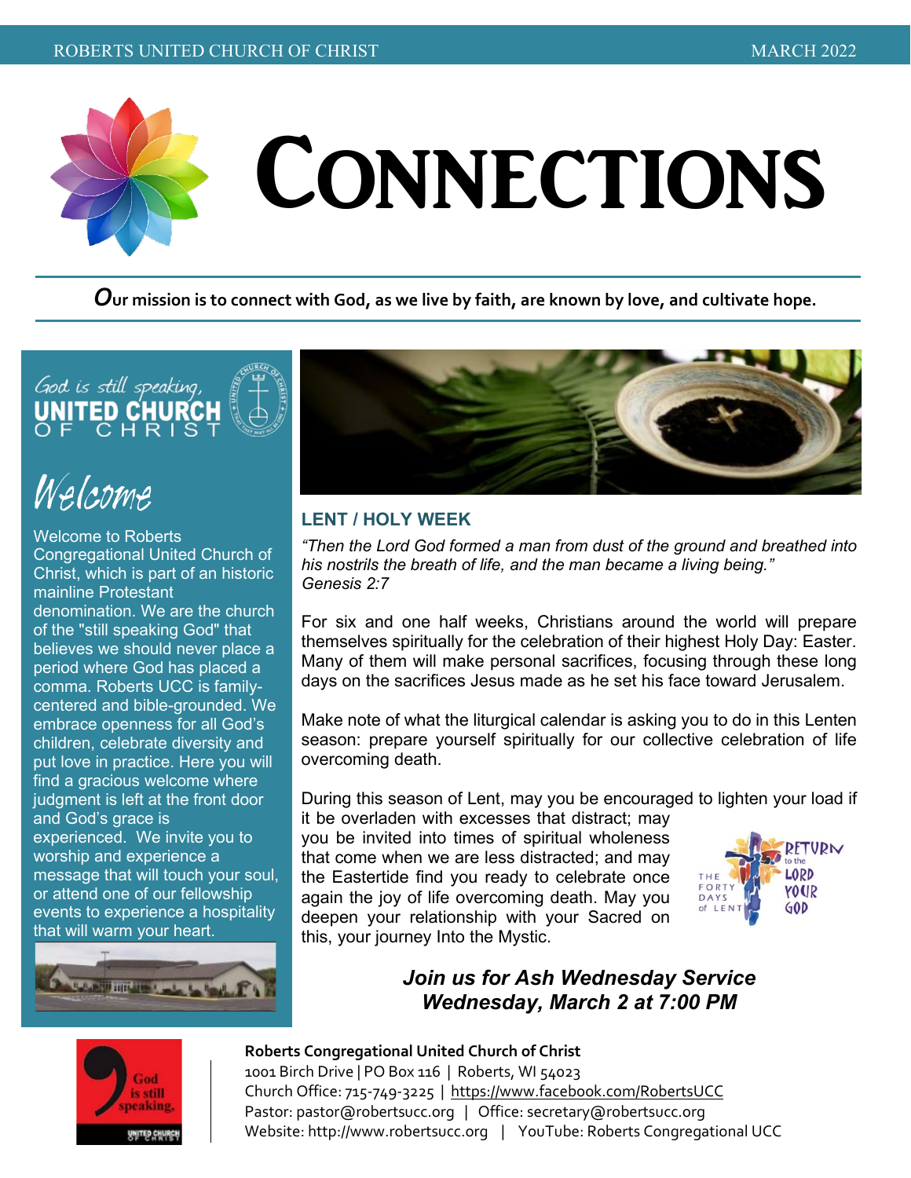# CONNECTIONS

***O**ur mission is to connect with God, as we live by faith, are known by love, and cultivate hope.*

God is still speaking,
UNITED CHURCH OF CHRIST

## Welcome

Welcome to Roberts Congregational United Church of Christ, which is part of an historic mainline Protestant denomination. We are the church of the "still speaking God" that believes we should never place a period where God has placed a comma. Roberts UCC is family-centered and bible-grounded. We embrace openness for all God's children, celebrate diversity and put love in practice. Here you will find a gracious welcome where judgment is left at the front door and God's grace is experienced. We invite you to worship and experience a message that will touch your soul, or attend one of our fellowship events to experience a hospitality that will warm your heart.

## LENT / HOLY WEEK

*"Then the Lord God formed a man from dust of the ground and breathed into his nostrils the breath of life, and the man became a living being." Genesis 2:7*

For six and one half weeks, Christians around the world will prepare themselves spiritually for the celebration of their highest Holy Day: Easter. Many of them will make personal sacrifices, focusing through these long days on the sacrifices Jesus made as he set his face toward Jerusalem.

Make note of what the liturgical calendar is asking you to do in this Lenten season: prepare yourself spiritually for our collective celebration of life overcoming death.

During this season of Lent, may you be encouraged to lighten your load if it be overladen with excesses that distract; may you be invited into times of spiritual wholeness that come when we are less distracted; and may the Eastertide find you ready to celebrate once again the joy of life overcoming death. May you deepen your relationship with your Sacred on this, your journey Into the Mystic.

THE FORTY DAYS of LENT — RETURN to the LORD YOUR GOD

***Join us for Ash Wednesday Service***
***Wednesday, March 2 at 7:00 PM***

**Roberts Congregational United Church of Christ**
1001 Birch Drive | PO Box 116 | Roberts, WI 54023
Church Office: 715-749-3225 | https://www.facebook.com/RobertsUCC
Pastor: pastor@robertsucc.org | Office: secretary@robertsucc.org
Website: http://www.robertsucc.org | YouTube: Roberts Congregational UCC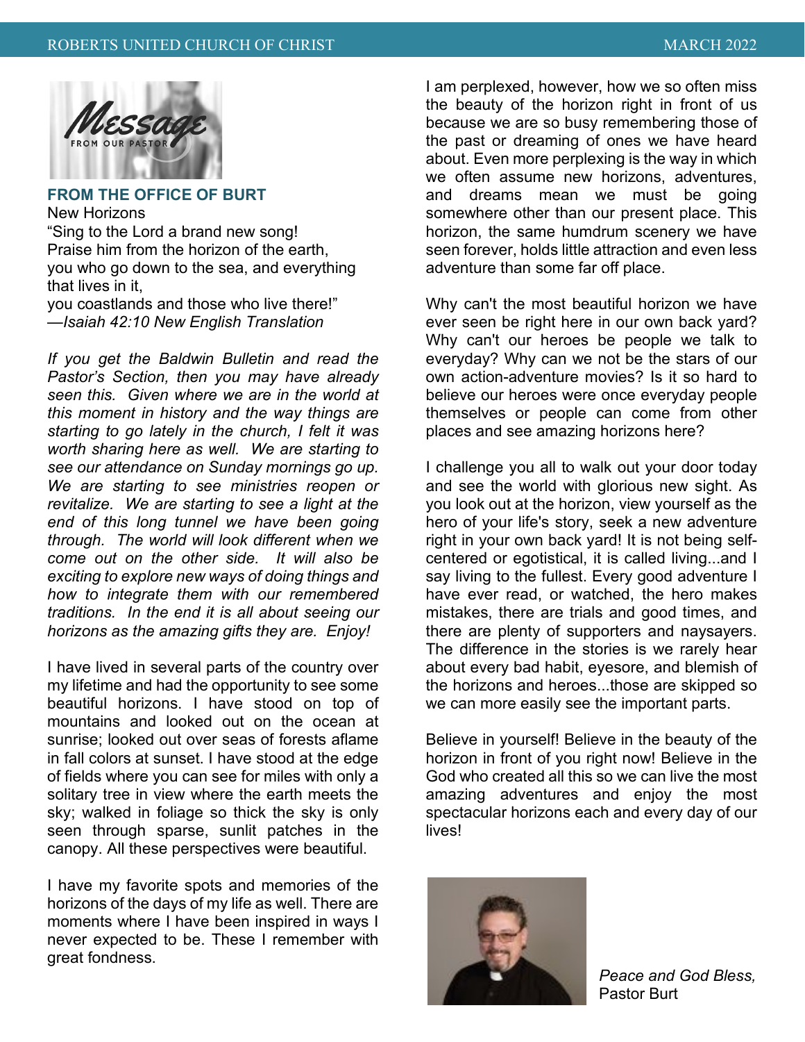## FROM THE OFFICE OF BURT

New Horizons

"Sing to the Lord a brand new song!
Praise him from the horizon of the earth,
you who go down to the sea, and everything that lives in it,
you coastlands and those who live there!"
—*Isaiah 42:10 New English Translation*

*If you get the Baldwin Bulletin and read the Pastor's Section, then you may have already seen this. Given where we are in the world at this moment in history and the way things are starting to go lately in the church, I felt it was worth sharing here as well. We are starting to see our attendance on Sunday mornings go up. We are starting to see ministries reopen or revitalize. We are starting to see a light at the end of this long tunnel we have been going through. The world will look different when we come out on the other side. It will also be exciting to explore new ways of doing things and how to integrate them with our remembered traditions. In the end it is all about seeing our horizons as the amazing gifts they are. Enjoy!*

I have lived in several parts of the country over my lifetime and had the opportunity to see some beautiful horizons. I have stood on top of mountains and looked out on the ocean at sunrise; looked out over seas of forests aflame in fall colors at sunset. I have stood at the edge of fields where you can see for miles with only a solitary tree in view where the earth meets the sky; walked in foliage so thick the sky is only seen through sparse, sunlit patches in the canopy. All these perspectives were beautiful.

I have my favorite spots and memories of the horizons of the days of my life as well. There are moments where I have been inspired in ways I never expected to be. These I remember with great fondness.

I am perplexed, however, how we so often miss the beauty of the horizon right in front of us because we are so busy remembering those of the past or dreaming of ones we have heard about. Even more perplexing is the way in which we often assume new horizons, adventures, and dreams mean we must be going somewhere other than our present place. This horizon, the same humdrum scenery we have seen forever, holds little attraction and even less adventure than some far off place.

Why can't the most beautiful horizon we have ever seen be right here in our own back yard? Why can't our heroes be people we talk to everyday? Why can we not be the stars of our own action-adventure movies? Is it so hard to believe our heroes were once everyday people themselves or people can come from other places and see amazing horizons here?

I challenge you all to walk out your door today and see the world with glorious new sight. As you look out at the horizon, view yourself as the hero of your life's story, seek a new adventure right in your own back yard! It is not being self-centered or egotistical, it is called living...and I say living to the fullest. Every good adventure I have ever read, or watched, the hero makes mistakes, there are trials and good times, and there are plenty of supporters and naysayers. The difference in the stories is we rarely hear about every bad habit, eyesore, and blemish of the horizons and heroes...those are skipped so we can more easily see the important parts.

Believe in yourself! Believe in the beauty of the horizon in front of you right now! Believe in the God who created all this so we can live the most amazing adventures and enjoy the most spectacular horizons each and every day of our lives!

*Peace and God Bless,*
Pastor Burt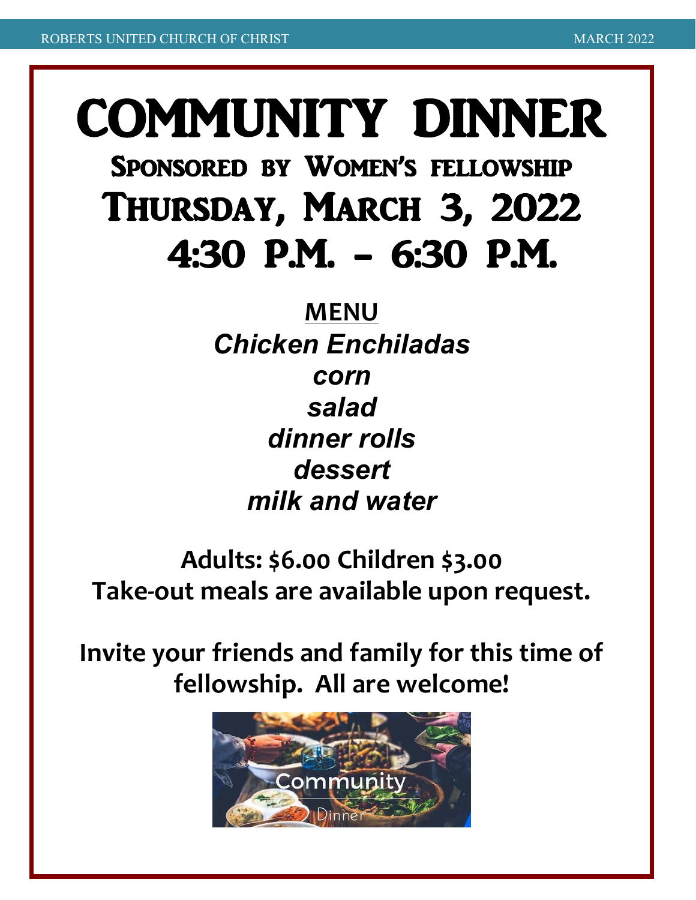# COMMUNITY DINNER

## Sponsored by Women's fellowship

## Thursday, March 3, 2022

## 4:30 P.M. – 6:30 P.M.

**MENU**

***Chicken Enchiladas***
***corn***
***salad***
***dinner rolls***
***dessert***
***milk and water***

**Adults: $6.00 Children $3.00**
**Take-out meals are available upon request.**

**Invite your friends and family for this time of fellowship. All are welcome!**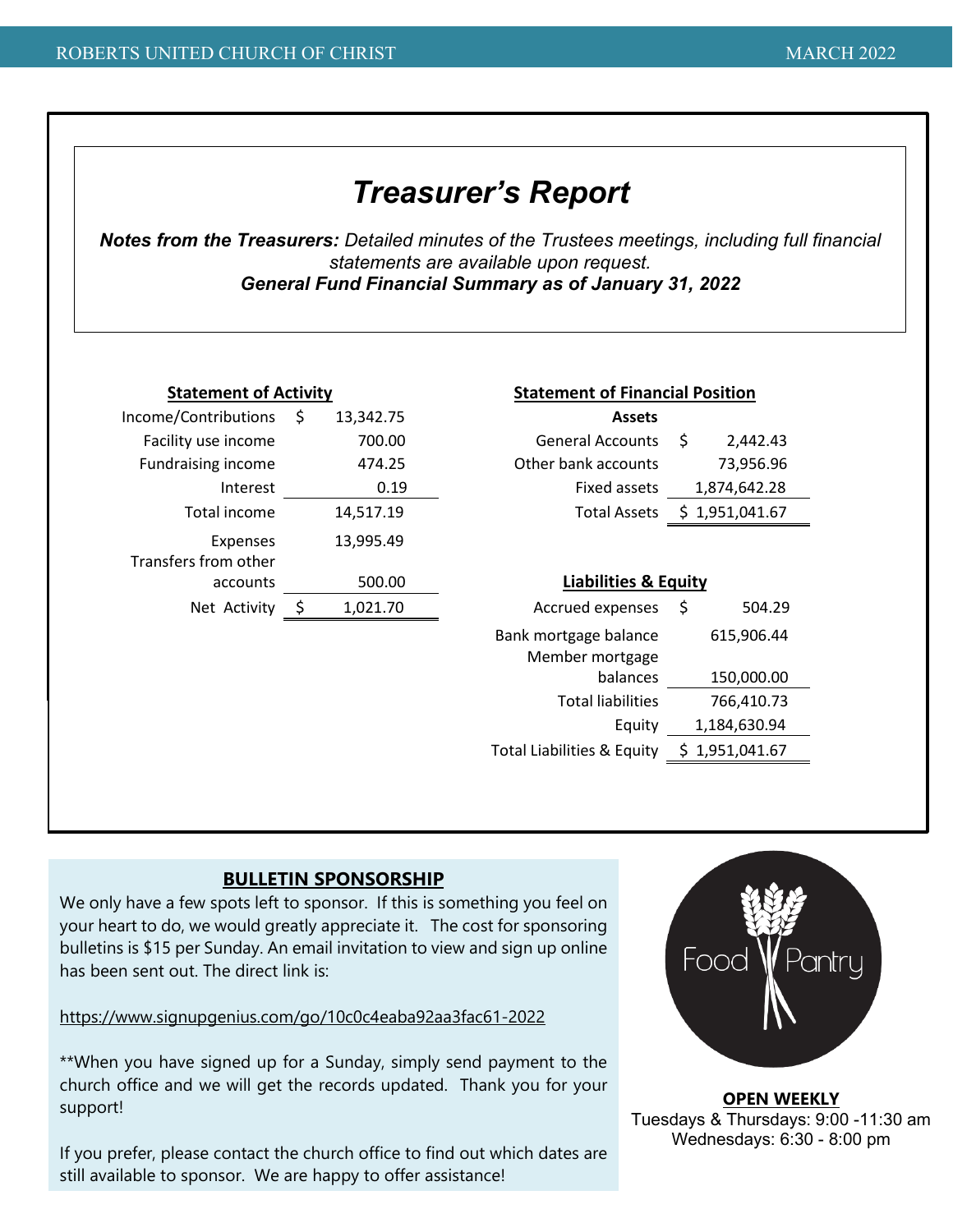# Treasurer's Report

***Notes from the Treasurers:*** *Detailed minutes of the Trustees meetings, including full financial statements are available upon request.*

***General Fund Financial Summary as of January 31, 2022***

**Statement of Activity**

| | | |
|---|---|---|
| Income/Contributions | $ | 13,342.75 |
| Facility use income | | 700.00 |
| Fundraising income | | 474.25 |
| Interest | | 0.19 |
| Total income | | 14,517.19 |
| Expenses | | 13,995.49 |
| Transfers from other accounts | | 500.00 |
| Net Activity | $ | 1,021.70 |

**Statement of Financial Position**

**Assets**

| | | |
|---|---|---|
| General Accounts | $ | 2,442.43 |
| Other bank accounts | | 73,956.96 |
| Fixed assets | | 1,874,642.28 |
| Total Assets | $ | 1,951,041.67 |

**Liabilities & Equity**

| | | |
|---|---|---|
| Accrued expenses | $ | 504.29 |
| Bank mortgage balance | | 615,906.44 |
| Member mortgage balances | | 150,000.00 |
| Total liabilities | | 766,410.73 |
| Equity | | 1,184,630.94 |
| Total Liabilities & Equity | $ | 1,951,041.67 |

**BULLETIN SPONSORSHIP**

We only have a few spots left to sponsor. If this is something you feel on your heart to do, we would greatly appreciate it. The cost for sponsoring bulletins is $15 per Sunday. An email invitation to view and sign up online has been sent out. The direct link is:

https://www.signupgenius.com/go/10c0c4eaba92aa3fac61-2022

**When you have signed up for a Sunday, simply send payment to the church office and we will get the records updated. Thank you for your support!

If you prefer, please contact the church office to find out which dates are still available to sponsor. We are happy to offer assistance!

Food Pantry

**OPEN WEEKLY**

Tuesdays & Thursdays: 9:00 -11:30 am

Wednesdays: 6:30 - 8:00 pm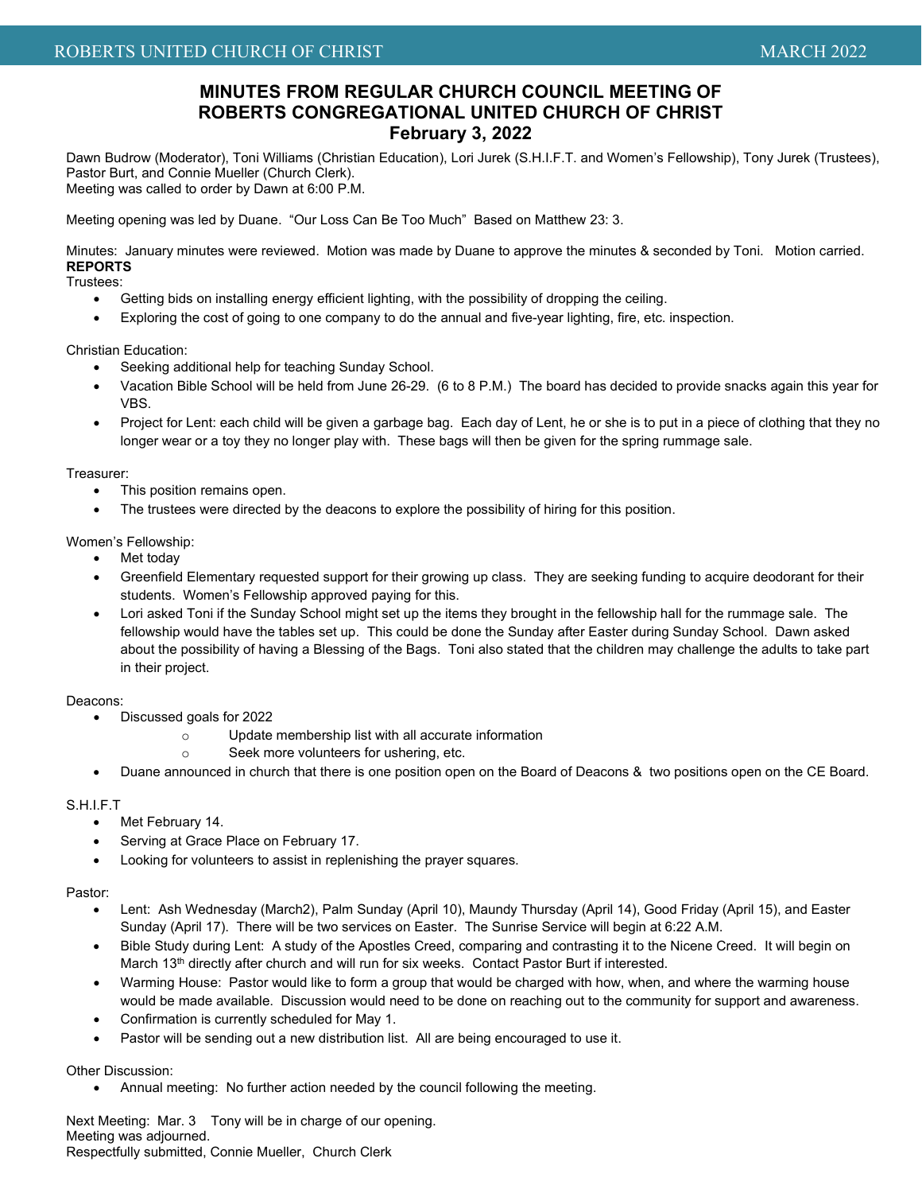# MINUTES FROM REGULAR CHURCH COUNCIL MEETING OF ROBERTS CONGREGATIONAL UNITED CHURCH OF CHRIST
## February 3, 2022

Dawn Budrow (Moderator), Toni Williams (Christian Education), Lori Jurek (S.H.I.F.T. and Women's Fellowship), Tony Jurek (Trustees), Pastor Burt, and Connie Mueller (Church Clerk).
Meeting was called to order by Dawn at 6:00 P.M.

Meeting opening was led by Duane. "Our Loss Can Be Too Much" Based on Matthew 23: 3.

Minutes: January minutes were reviewed. Motion was made by Duane to approve the minutes & seconded by Toni. Motion carried.

**REPORTS**

Trustees:

- Getting bids on installing energy efficient lighting, with the possibility of dropping the ceiling.
- Exploring the cost of going to one company to do the annual and five-year lighting, fire, etc. inspection.

Christian Education:

- Seeking additional help for teaching Sunday School.
- Vacation Bible School will be held from June 26-29. (6 to 8 P.M.) The board has decided to provide snacks again this year for VBS.
- Project for Lent: each child will be given a garbage bag. Each day of Lent, he or she is to put in a piece of clothing that they no longer wear or a toy they no longer play with. These bags will then be given for the spring rummage sale.

Treasurer:

- This position remains open.
- The trustees were directed by the deacons to explore the possibility of hiring for this position.

Women's Fellowship:

- Met today
- Greenfield Elementary requested support for their growing up class. They are seeking funding to acquire deodorant for their students. Women's Fellowship approved paying for this.
- Lori asked Toni if the Sunday School might set up the items they brought in the fellowship hall for the rummage sale. The fellowship would have the tables set up. This could be done the Sunday after Easter during Sunday School. Dawn asked about the possibility of having a Blessing of the Bags. Toni also stated that the children may challenge the adults to take part in their project.

Deacons:

- Discussed goals for 2022
  - Update membership list with all accurate information
  - Seek more volunteers for ushering, etc.
- Duane announced in church that there is one position open on the Board of Deacons & two positions open on the CE Board.

S.H.I.F.T

- Met February 14.
- Serving at Grace Place on February 17.
- Looking for volunteers to assist in replenishing the prayer squares.

Pastor:

- Lent: Ash Wednesday (March2), Palm Sunday (April 10), Maundy Thursday (April 14), Good Friday (April 15), and Easter Sunday (April 17). There will be two services on Easter. The Sunrise Service will begin at 6:22 A.M.
- Bible Study during Lent: A study of the Apostles Creed, comparing and contrasting it to the Nicene Creed. It will begin on March 13th directly after church and will run for six weeks. Contact Pastor Burt if interested.
- Warming House: Pastor would like to form a group that would be charged with how, when, and where the warming house would be made available. Discussion would need to be done on reaching out to the community for support and awareness.
- Confirmation is currently scheduled for May 1.
- Pastor will be sending out a new distribution list. All are being encouraged to use it.

Other Discussion:

- Annual meeting: No further action needed by the council following the meeting.

Next Meeting: Mar. 3 Tony will be in charge of our opening.
Meeting was adjourned.
Respectfully submitted, Connie Mueller, Church Clerk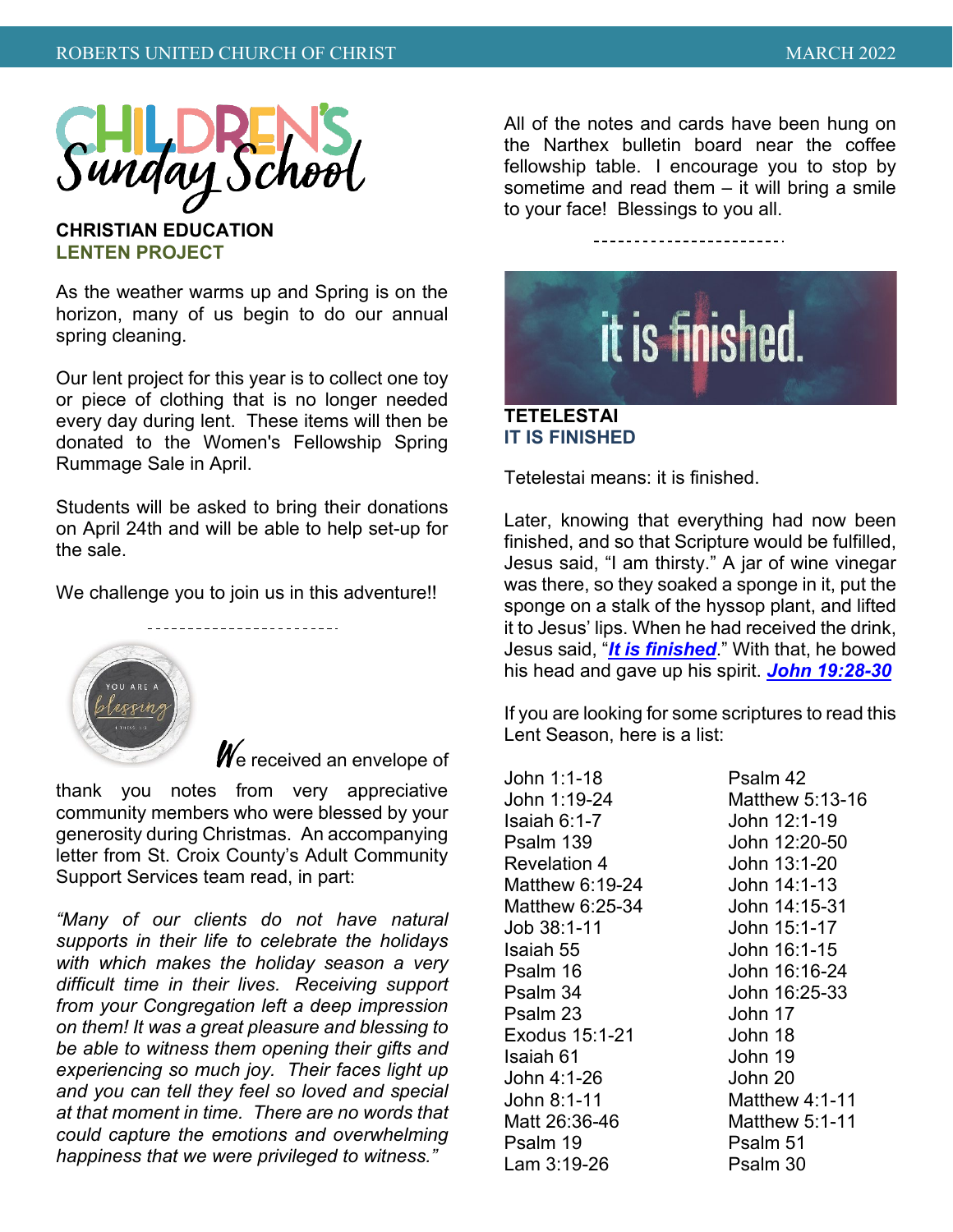## Children's Sunday School

### CHRISTIAN EDUCATION
### LENTEN PROJECT

As the weather warms up and Spring is on the horizon, many of us begin to do our annual spring cleaning.

Our lent project for this year is to collect one toy or piece of clothing that is no longer needed every day during lent. These items will then be donated to the Women's Fellowship Spring Rummage Sale in April.

Students will be asked to bring their donations on April 24th and will be able to help set-up for the sale.

We challenge you to join us in this adventure!!

---

We received an envelope of thank you notes from very appreciative community members who were blessed by your generosity during Christmas. An accompanying letter from St. Croix County's Adult Community Support Services team read, in part:

*"Many of our clients do not have natural supports in their life to celebrate the holidays with which makes the holiday season a very difficult time in their lives. Receiving support from your Congregation left a deep impression on them! It was a great pleasure and blessing to be able to witness them opening their gifts and experiencing so much joy. Their faces light up and you can tell they feel so loved and special at that moment in time. There are no words that could capture the emotions and overwhelming happiness that we were privileged to witness."*

All of the notes and cards have been hung on the Narthex bulletin board near the coffee fellowship table. I encourage you to stop by sometime and read them – it will bring a smile to your face! Blessings to you all.

---

### TETELESTAI
### IT IS FINISHED

Tetelestai means: it is finished.

Later, knowing that everything had now been finished, and so that Scripture would be fulfilled, Jesus said, "I am thirsty." A jar of wine vinegar was there, so they soaked a sponge in it, put the sponge on a stalk of the hyssop plant, and lifted it to Jesus' lips. When he had received the drink, Jesus said, "***It is finished***." With that, he bowed his head and gave up his spirit. ***John 19:28-30***

If you are looking for some scriptures to read this Lent Season, here is a list:

- John 1:1-18
- John 1:19-24
- Isaiah 6:1-7
- Psalm 139
- Revelation 4
- Matthew 6:19-24
- Matthew 6:25-34
- Job 38:1-11
- Isaiah 55
- Psalm 16
- Psalm 34
- Psalm 23
- Exodus 15:1-21
- Isaiah 61
- John 4:1-26
- John 8:1-11
- Matt 26:36-46
- Psalm 19
- Lam 3:19-26
- Psalm 42
- Matthew 5:13-16
- John 12:1-19
- John 12:20-50
- John 13:1-20
- John 14:1-13
- John 14:15-31
- John 15:1-17
- John 16:1-15
- John 16:16-24
- John 16:25-33
- John 17
- John 18
- John 19
- John 20
- Matthew 4:1-11
- Matthew 5:1-11
- Psalm 51
- Psalm 30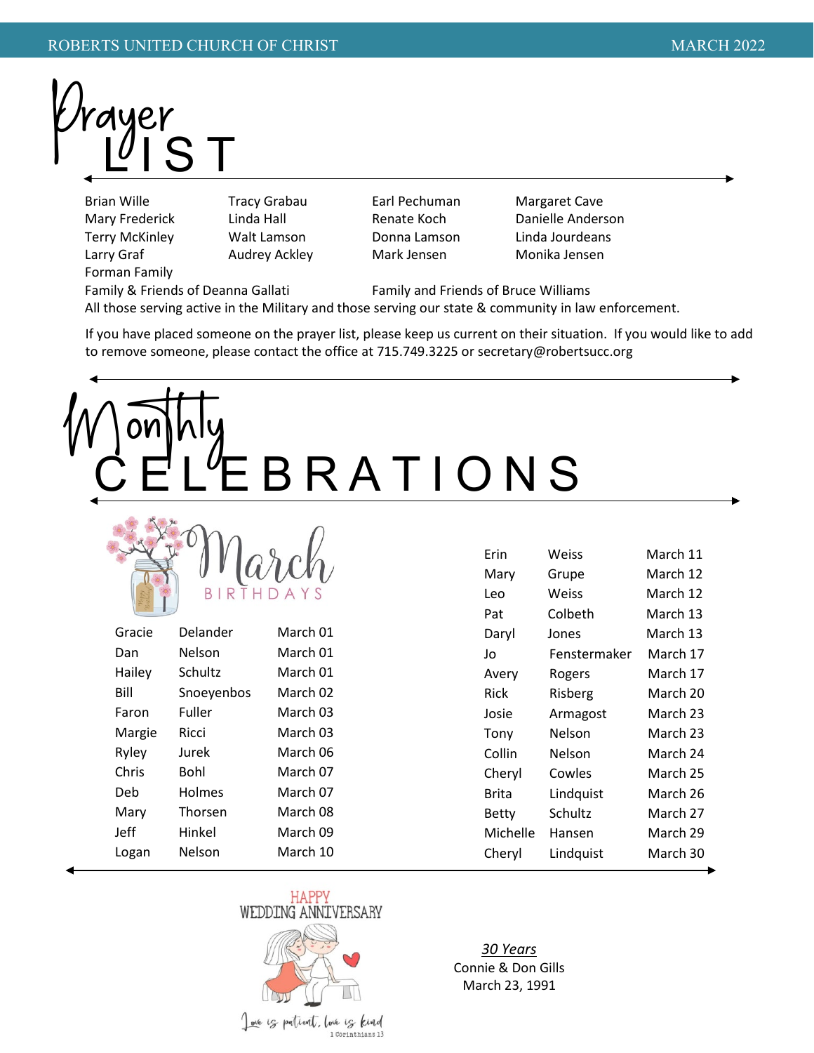# Prayer LIST

Brian Wille
Mary Frederick
Terry McKinley
Larry Graf
Forman Family
Tracy Grabau
Linda Hall
Walt Lamson
Audrey Ackley
Earl Pechuman
Renate Koch
Donna Lamson
Mark Jensen
Margaret Cave
Danielle Anderson
Linda Jourdeans
Monika Jensen
Family & Friends of Deanna Gallati
Family and Friends of Bruce Williams
All those serving active in the Military and those serving our state & community in law enforcement.

If you have placed someone on the prayer list, please keep us current on their situation. If you would like to add to remove someone, please contact the office at 715.749.3225 or secretary@robertsucc.org

# Monthly CELEBRATIONS

## March BIRTHDAYS

| | | |
|---|---|---|
| Gracie | Delander | March 01 |
| Dan | Nelson | March 01 |
| Hailey | Schultz | March 01 |
| Bill | Snoeyenbos | March 02 |
| Faron | Fuller | March 03 |
| Margie | Ricci | March 03 |
| Ryley | Jurek | March 06 |
| Chris | Bohl | March 07 |
| Deb | Holmes | March 07 |
| Mary | Thorsen | March 08 |
| Jeff | Hinkel | March 09 |
| Logan | Nelson | March 10 |
| Erin | Weiss | March 11 |
| Mary | Grupe | March 12 |
| Leo | Weiss | March 12 |
| Pat | Colbeth | March 13 |
| Daryl | Jones | March 13 |
| Jo | Fenstermaker | March 17 |
| Avery | Rogers | March 17 |
| Rick | Risberg | March 20 |
| Josie | Armagost | March 23 |
| Tony | Nelson | March 23 |
| Collin | Nelson | March 24 |
| Cheryl | Cowles | March 25 |
| Brita | Lindquist | March 26 |
| Betty | Schultz | March 27 |
| Michelle | Hansen | March 29 |
| Cheryl | Lindquist | March 30 |

HAPPY WEDDING ANNIVERSARY

Love is patient, love is kind
1 Corinthians 13

*30 Years*
Connie & Don Gills
March 23, 1991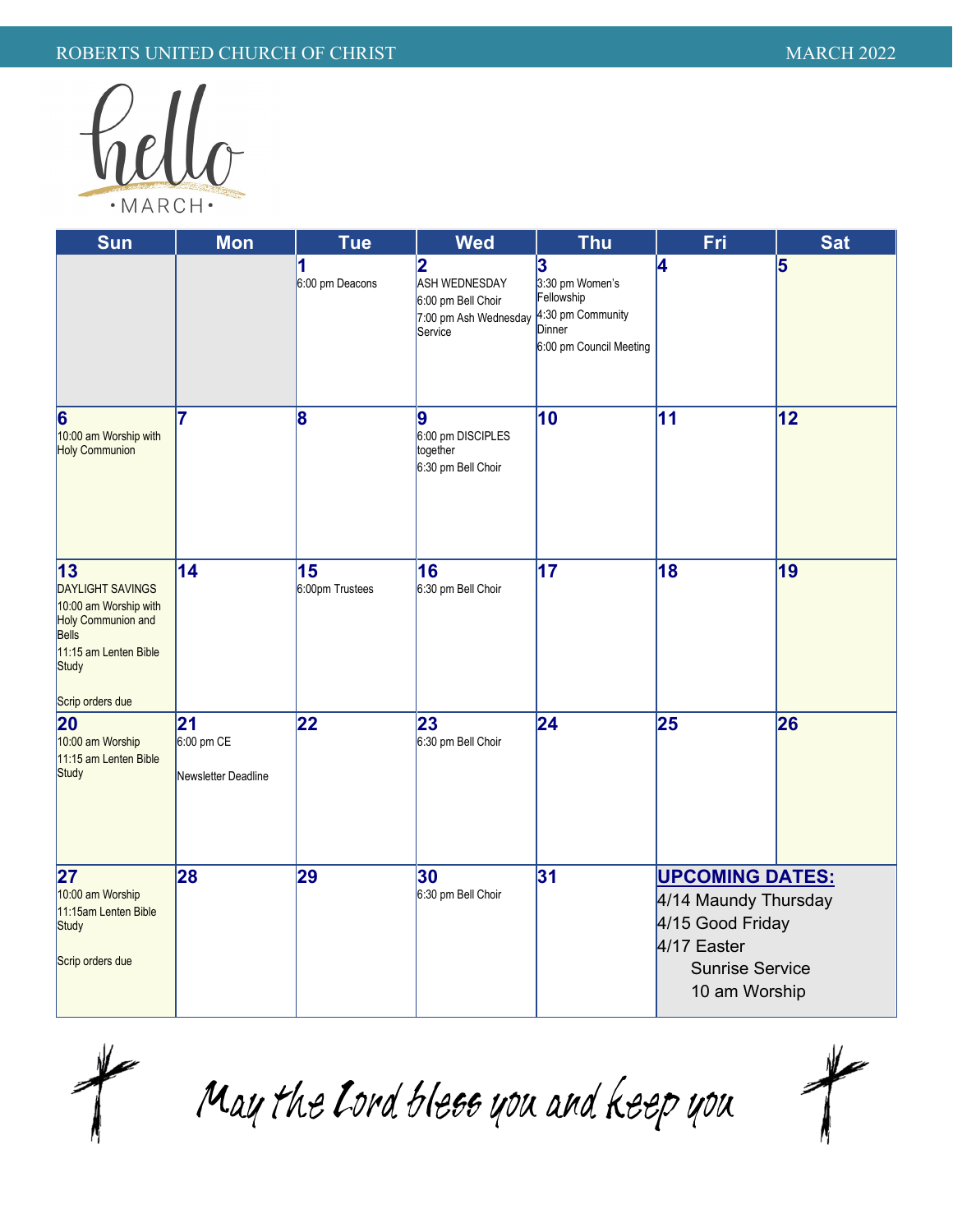hello

MARCH

| Sun | Mon | Tue | Wed | Thu | Fri | Sat |
|---|---|---|---|---|---|---|
| | | **1** 6:00 pm Deacons | **2** ASH WEDNESDAY 6:00 pm Bell Choir 7:00 pm Ash Wednesday Service | **3** 3:30 pm Women's Fellowship 4:30 pm Community Dinner 6:00 pm Council Meeting | **4** | **5** |
| **6** 10:00 am Worship with Holy Communion | **7** | **8** | **9** 6:00 pm DISCIPLES together 6:30 pm Bell Choir | **10** | **11** | **12** |
| **13** DAYLIGHT SAVINGS 10:00 am Worship with Holy Communion and Bells 11:15 am Lenten Bible Study Scrip orders due | **14** | **15** 6:00pm Trustees | **16** 6:30 pm Bell Choir | **17** | **18** | **19** |
| **20** 10:00 am Worship 11:15 am Lenten Bible Study | **21** 6:00 pm CE Newsletter Deadline | **22** | **23** 6:30 pm Bell Choir | **24** | **25** | **26** |
| **27** 10:00 am Worship 11:15am Lenten Bible Study Scrip orders due | **28** | **29** | **30** 6:30 pm Bell Choir | **31** | **UPCOMING DATES:** 4/14 Maundy Thursday 4/15 Good Friday 4/17 Easter Sunrise Service 10 am Worship | |

May the Lord bless you and keep you